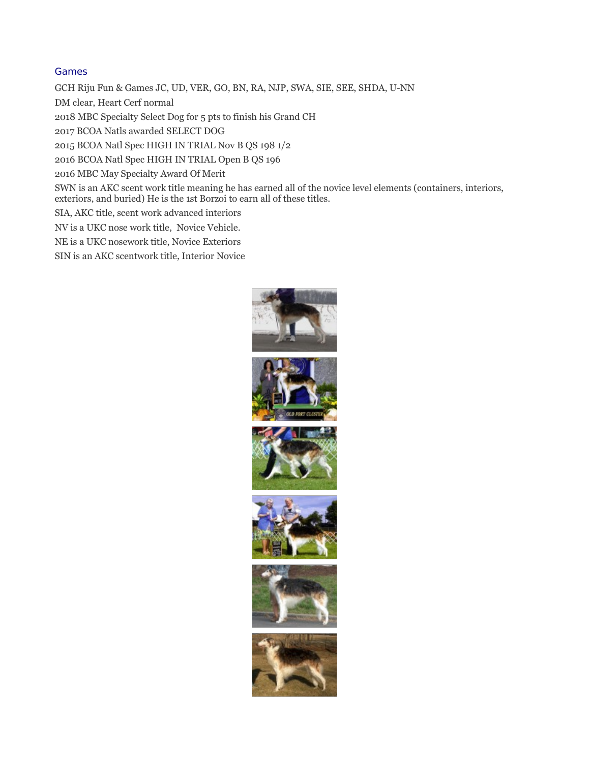## Games

GCH Riju Fun & Games JC, UD, VER, GO, BN, RA, NJP, SWA, SIE, SEE, SHDA, U-NN

DM clear, Heart Cerf normal

2018 MBC Specialty Select Dog for 5 pts to finish his Grand CH

2017 BCOA Natls awarded SELECT DOG

2015 BCOA Natl Spec HIGH IN TRIAL Nov B QS 198 1/2

2016 BCOA Natl Spec HIGH IN TRIAL Open B QS 196

2016 MBC May Specialty Award Of Merit

SWN is an AKC scent work title meaning he has earned all of the novice level elements (containers, interiors, exteriors, and buried) He is the 1st Borzoi to earn all of these titles.

SIA, AKC title, scent work advanced interiors

NV is a UKC nose work title, Novice Vehicle.

NE is a UKC nosework title, Novice Exteriors

SIN is an AKC scentwork title, Interior Novice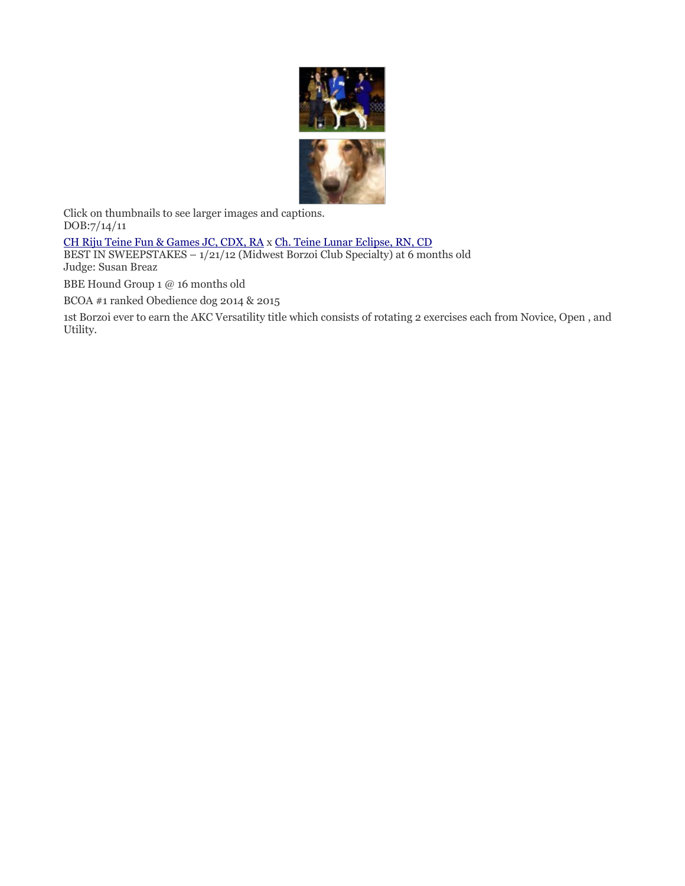Click on thumbnails to see larger images and captions.
DOB:7/14/11

CH Riju Teine Fun & Games JC, CDX, RA x Ch. Teine Lunar Eclipse, RN, CD
BEST IN SWEEPSTAKES – 1/21/12 (Midwest Borzoi Club Specialty) at 6 months old
Judge: Susan Breaz

BBE Hound Group 1 @ 16 months old

BCOA #1 ranked Obedience dog 2014 & 2015

1st Borzoi ever to earn the AKC Versatility title which consists of rotating 2 exercises each from Novice, Open , and Utility.